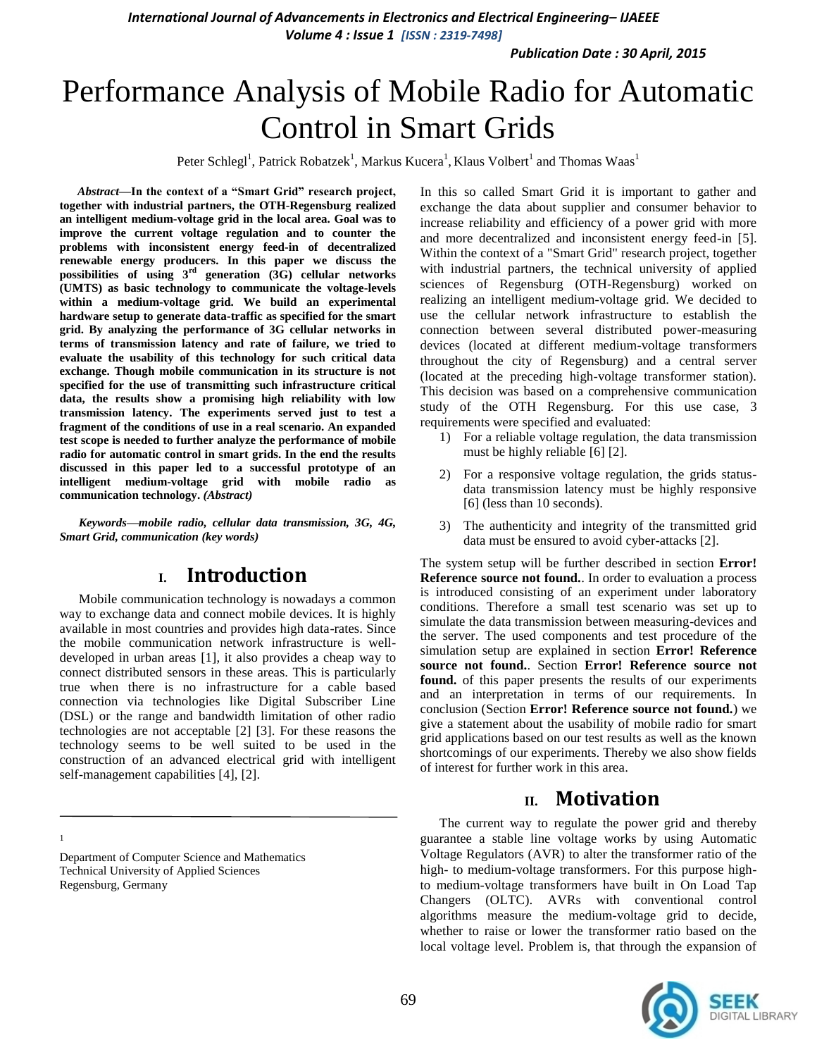# Performance Analysis of Mobile Radio for Automatic Control in Smart Grids

Peter Schlegl[1], Patrick Robatzek[1], Markus Kucera[1], Klaus Volbert[1] and Thomas Waas[1]

***Abstract*—In the context of a "Smart Grid" research project, together with industrial partners, the OTH-Regensburg realized an intelligent medium-voltage grid in the local area. Goal was to improve the current voltage regulation and to counter the problems with inconsistent energy feed-in of decentralized renewable energy producers. In this paper we discuss the possibilities of using 3rd generation (3G) cellular networks (UMTS) as basic technology to communicate the voltage-levels within a medium-voltage grid. We build an experimental hardware setup to generate data-traffic as specified for the smart grid. By analyzing the performance of 3G cellular networks in terms of transmission latency and rate of failure, we tried to evaluate the usability of this technology for such critical data exchange. Though mobile communication in its structure is not specified for the use of transmitting such infrastructure critical data, the results show a promising high reliability with low transmission latency. The experiments served just to test a fragment of the conditions of use in a real scenario. An expanded test scope is needed to further analyze the performance of mobile radio for automatic control in smart grids. In the end the results discussed in this paper led to a successful prototype of an intelligent medium-voltage grid with mobile radio as communication technology. *(Abstract)***

***Keywords*—mobile radio, cellular data transmission, 3G, 4G, Smart Grid, communication (key words)**

## I. Introduction

Mobile communication technology is nowadays a common way to exchange data and connect mobile devices. It is highly available in most countries and provides high data-rates. Since the mobile communication network infrastructure is well-developed in urban areas [1], it also provides a cheap way to connect distributed sensors in these areas. This is particularly true when there is no infrastructure for a cable based connection via technologies like Digital Subscriber Line (DSL) or the range and bandwidth limitation of other radio technologies are not acceptable [2] [3]. For these reasons the technology seems to be well suited to be used in the construction of an advanced electrical grid with intelligent self-management capabilities [4], [2].

[1] Department of Computer Science and Mathematics
Technical University of Applied Sciences
Regensburg, Germany

In this so called Smart Grid it is important to gather and exchange the data about supplier and consumer behavior to increase reliability and efficiency of a power grid with more and more decentralized and inconsistent energy feed-in [5]. Within the context of a "Smart Grid" research project, together with industrial partners, the technical university of applied sciences of Regensburg (OTH-Regensburg) worked on realizing an intelligent medium-voltage grid. We decided to use the cellular network infrastructure to establish the connection between several distributed power-measuring devices (located at different medium-voltage transformers throughout the city of Regensburg) and a central server (located at the preceding high-voltage transformer station). This decision was based on a comprehensive communication study of the OTH Regensburg. For this use case, 3 requirements were specified and evaluated:

1) For a reliable voltage regulation, the data transmission must be highly reliable [6] [2].
2) For a responsive voltage regulation, the grids status-data transmission latency must be highly responsive [6] (less than 10 seconds).
3) The authenticity and integrity of the transmitted grid data must be ensured to avoid cyber-attacks [2].

The system setup will be further described in section **Error! Reference source not found.**. In order to evaluation a process is introduced consisting of an experiment under laboratory conditions. Therefore a small test scenario was set up to simulate the data transmission between measuring-devices and the server. The used components and test procedure of the simulation setup are explained in section **Error! Reference source not found.**. Section **Error! Reference source not found.** of this paper presents the results of our experiments and an interpretation in terms of our requirements. In conclusion (Section **Error! Reference source not found.**) we give a statement about the usability of mobile radio for smart grid applications based on our test results as well as the known shortcomings of our experiments. Thereby we also show fields of interest for further work in this area.

## II. Motivation

The current way to regulate the power grid and thereby guarantee a stable line voltage works by using Automatic Voltage Regulators (AVR) to alter the transformer ratio of the high- to medium-voltage transformers. For this purpose high- to medium-voltage transformers have built in On Load Tap Changers (OLTC). AVRs with conventional control algorithms measure the medium-voltage grid to decide, whether to raise or lower the transformer ratio based on the local voltage level. Problem is, that through the expansion of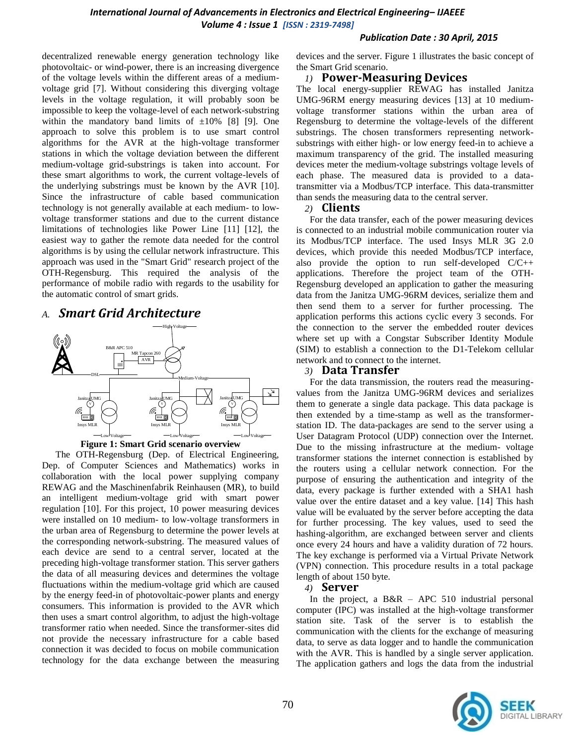decentralized renewable energy generation technology like photovoltaic- or wind-power, there is an increasing divergence of the voltage levels within the different areas of a medium-voltage grid [7]. Without considering this diverging voltage levels in the voltage regulation, it will probably soon be impossible to keep the voltage-level of each network-substring within the mandatory band limits of ±10% [8] [9]. One approach to solve this problem is to use smart control algorithms for the AVR at the high-voltage transformer stations in which the voltage deviation between the different medium-voltage grid-substrings is taken into account. For these smart algorithms to work, the current voltage-levels of the underlying substrings must be known by the AVR [10]. Since the infrastructure of cable based communication technology is not generally available at each medium- to low-voltage transformer stations and due to the current distance limitations of technologies like Power Line [11] [12], the easiest way to gather the remote data needed for the control algorithms is by using the cellular network infrastructure. This approach was used in the "Smart Grid" research project of the OTH-Regensburg. This required the analysis of the performance of mobile radio with regards to the usability for the automatic control of smart grids.

## *A. Smart Grid Architecture*

**Figure 1: Smart Grid scenario overview**

The OTH-Regensburg (Dep. of Electrical Engineering, Dep. of Computer Sciences and Mathematics) works in collaboration with the local power supplying company REWAG and the Maschinenfabrik Reinhausen (MR), to build an intelligent medium-voltage grid with smart power regulation [10]. For this project, 10 power measuring devices were installed on 10 medium- to low-voltage transformers in the urban area of Regensburg to determine the power levels at the corresponding network-substring. The measured values of each device are send to a central server, located at the preceding high-voltage transformer station. This server gathers the data of all measuring devices and determines the voltage fluctuations within the medium-voltage grid which are caused by the energy feed-in of photovoltaic-power plants and energy consumers. This information is provided to the AVR which then uses a smart control algorithm, to adjust the high-voltage transformer ratio when needed. Since the transformer-sites did not provide the necessary infrastructure for a cable based connection it was decided to focus on mobile communication technology for the data exchange between the measuring devices and the server. Figure 1 illustrates the basic concept of the Smart Grid scenario.

### *1)* Power-Measuring Devices

The local energy-supplier REWAG has installed Janitza UMG-96RM energy measuring devices [13] at 10 medium-voltage transformer stations within the urban area of Regensburg to determine the voltage-levels of the different substrings. The chosen transformers representing network-substrings with either high- or low energy feed-in to achieve a maximum transparency of the grid. The installed measuring devices meter the medium-voltage substrings voltage levels of each phase. The measured data is provided to a data-transmitter via a Modbus/TCP interface. This data-transmitter than sends the measuring data to the central server.

### *2)* Clients

For the data transfer, each of the power measuring devices is connected to an industrial mobile communication router via its Modbus/TCP interface. The used Insys MLR 3G 2.0 devices, which provide this needed Modbus/TCP interface, also provide the option to run self-developed C/C++ applications. Therefore the project team of the OTH-Regensburg developed an application to gather the measuring data from the Janitza UMG-96RM devices, serialize them and then send them to a server for further processing. The application performs this actions cyclic every 3 seconds. For the connection to the server the embedded router devices where set up with a Congstar Subscriber Identity Module (SIM) to establish a connection to the D1-Telekom cellular network and to connect to the internet.

### *3)* Data Transfer

For the data transmission, the routers read the measuring-values from the Janitza UMG-96RM devices and serializes them to generate a single data package. This data package is then extended by a time-stamp as well as the transformer-station ID. The data-packages are send to the server using a User Datagram Protocol (UDP) connection over the Internet. Due to the missing infrastructure at the medium- voltage transformer stations the internet connection is established by the routers using a cellular network connection. For the purpose of ensuring the authentication and integrity of the data, every package is further extended with a SHA1 hash value over the entire dataset and a key value. [14] This hash value will be evaluated by the server before accepting the data for further processing. The key values, used to seed the hashing-algorithm, are exchanged between server and clients once every 24 hours and have a validity duration of 72 hours. The key exchange is performed via a Virtual Private Network (VPN) connection. This procedure results in a total package length of about 150 byte.

### *4)* Server

In the project, a B&R – APC 510 industrial personal computer (IPC) was installed at the high-voltage transformer station site. Task of the server is to establish the communication with the clients for the exchange of measuring data, to serve as data logger and to handle the communication with the AVR. This is handled by a single server application. The application gathers and logs the data from the industrial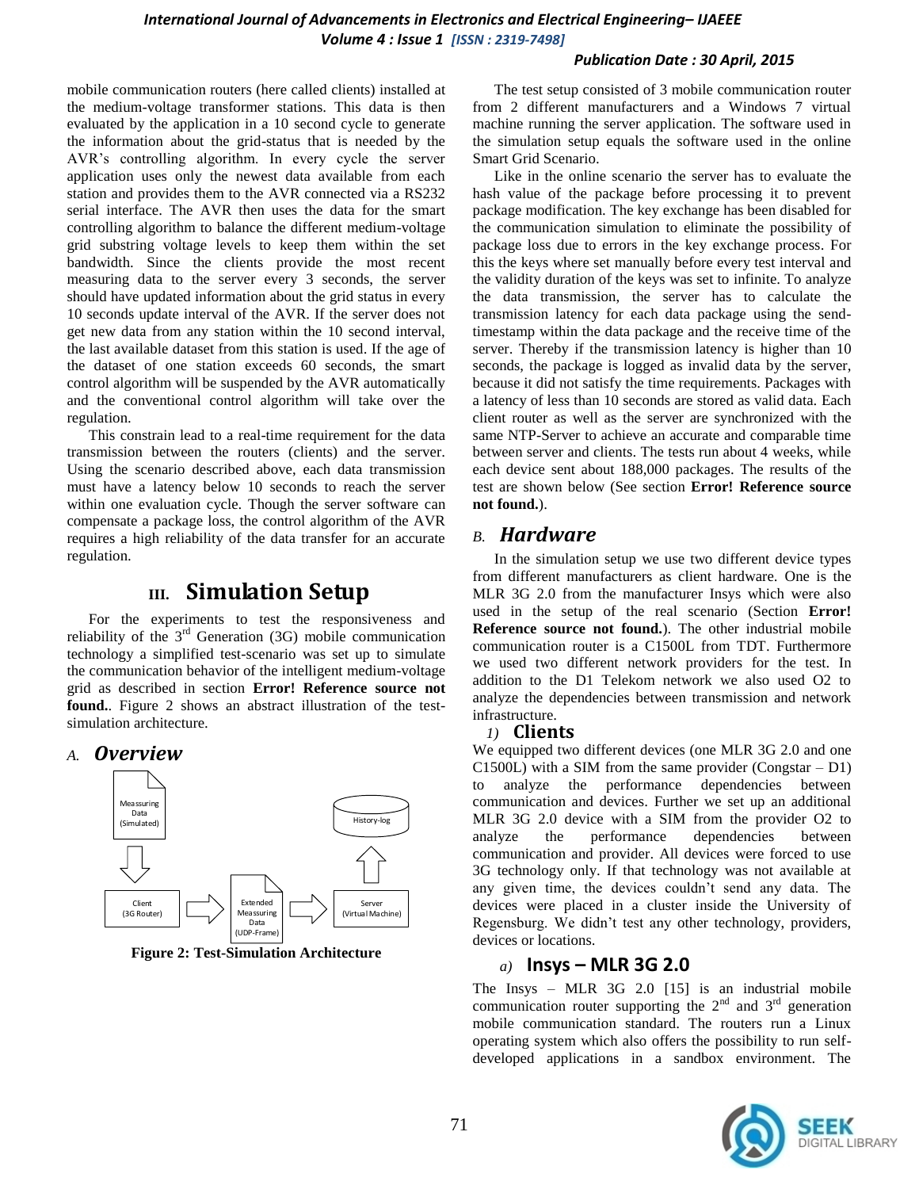mobile communication routers (here called clients) installed at the medium-voltage transformer stations. This data is then evaluated by the application in a 10 second cycle to generate the information about the grid-status that is needed by the AVR's controlling algorithm. In every cycle the server application uses only the newest data available from each station and provides them to the AVR connected via a RS232 serial interface. The AVR then uses the data for the smart controlling algorithm to balance the different medium-voltage grid substring voltage levels to keep them within the set bandwidth. Since the clients provide the most recent measuring data to the server every 3 seconds, the server should have updated information about the grid status in every 10 seconds update interval of the AVR. If the server does not get new data from any station within the 10 second interval, the last available dataset from this station is used. If the age of the dataset of one station exceeds 60 seconds, the smart control algorithm will be suspended by the AVR automatically and the conventional control algorithm will take over the regulation.

This constrain lead to a real-time requirement for the data transmission between the routers (clients) and the server. Using the scenario described above, each data transmission must have a latency below 10 seconds to reach the server within one evaluation cycle. Though the server software can compensate a package loss, the control algorithm of the AVR requires a high reliability of the data transfer for an accurate regulation.

# III. Simulation Setup

For the experiments to test the responsiveness and reliability of the 3rd Generation (3G) mobile communication technology a simplified test-scenario was set up to simulate the communication behavior of the intelligent medium-voltage grid as described in section **Error! Reference source not found.**. Figure 2 shows an abstract illustration of the test-simulation architecture.

## A. *Overview*

Meassuring Data (Simulated)

Client (3G Router)

Extended Meassuring Data (UDP-Frame)

Server (Virtual Machine)

History-log

**Figure 2: Test-Simulation Architecture**

The test setup consisted of 3 mobile communication router from 2 different manufacturers and a Windows 7 virtual machine running the server application. The software used in the simulation setup equals the software used in the online Smart Grid Scenario.

Like in the online scenario the server has to evaluate the hash value of the package before processing it to prevent package modification. The key exchange has been disabled for the communication simulation to eliminate the possibility of package loss due to errors in the key exchange process. For this the keys where set manually before every test interval and the validity duration of the keys was set to infinite. To analyze the data transmission, the server has to calculate the transmission latency for each data package using the send-timestamp within the data package and the receive time of the server. Thereby if the transmission latency is higher than 10 seconds, the package is logged as invalid data by the server, because it did not satisfy the time requirements. Packages with a latency of less than 10 seconds are stored as valid data. Each client router as well as the server are synchronized with the same NTP-Server to achieve an accurate and comparable time between server and clients. The tests run about 4 weeks, while each device sent about 188,000 packages. The results of the test are shown below (See section **Error! Reference source not found.**).

## B. *Hardware*

In the simulation setup we use two different device types from different manufacturers as client hardware. One is the MLR 3G 2.0 from the manufacturer Insys which were also used in the setup of the real scenario (Section **Error! Reference source not found.**). The other industrial mobile communication router is a C1500L from TDT. Furthermore we used two different network providers for the test. In addition to the D1 Telekom network we also used O2 to analyze the dependencies between transmission and network infrastructure.

### 1) Clients

We equipped two different devices (one MLR 3G 2.0 and one C1500L) with a SIM from the same provider (Congstar – D1) to analyze the performance dependencies between communication and devices. Further we set up an additional MLR 3G 2.0 device with a SIM from the provider O2 to analyze the performance dependencies between communication and provider. All devices were forced to use 3G technology only. If that technology was not available at any given time, the devices couldn't send any data. The devices were placed in a cluster inside the University of Regensburg. We didn't test any other technology, providers, devices or locations.

#### a) Insys – MLR 3G 2.0

The Insys – MLR 3G 2.0 [15] is an industrial mobile communication router supporting the 2nd and 3rd generation mobile communication standard. The routers run a Linux operating system which also offers the possibility to run self-developed applications in a sandbox environment. The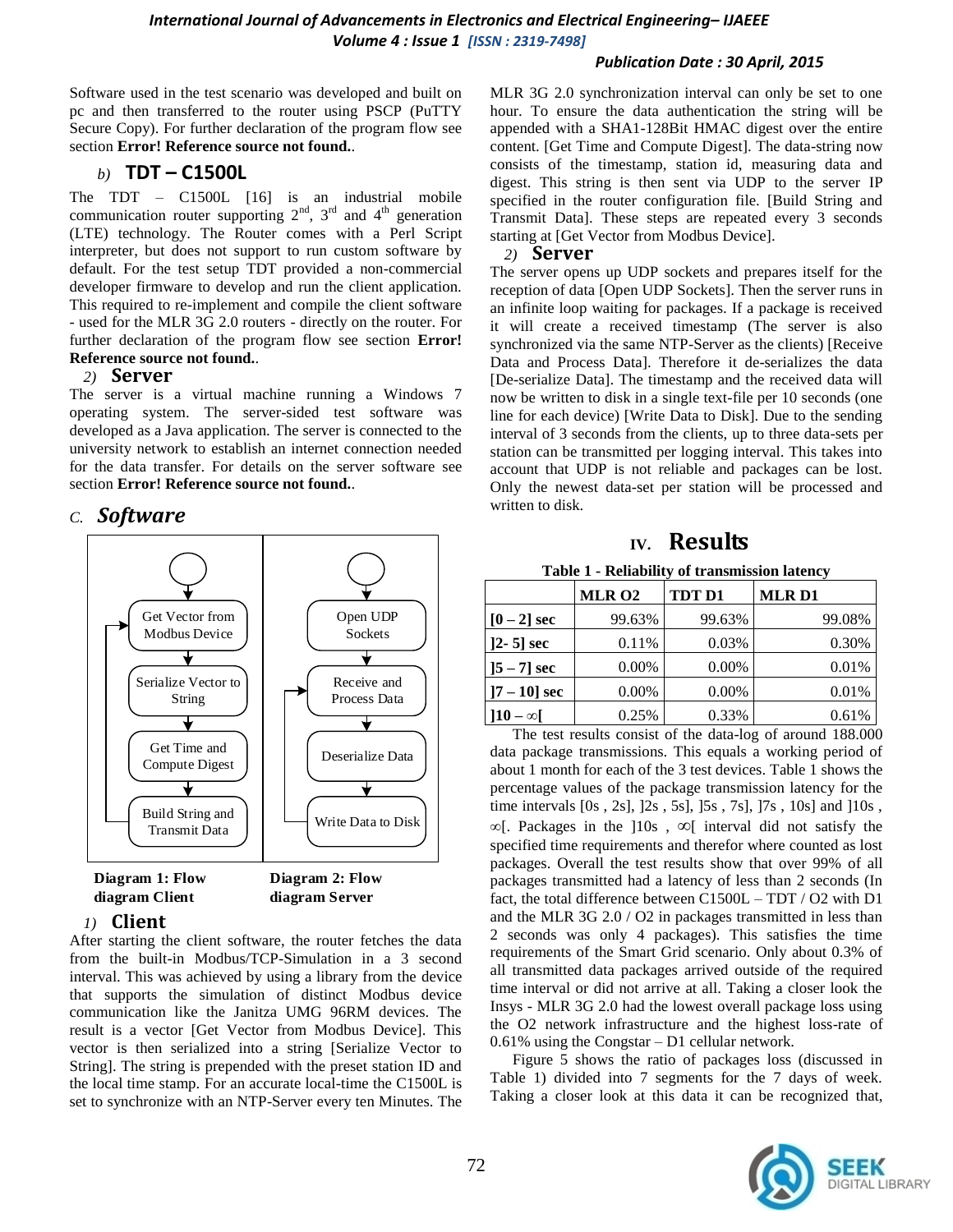Software used in the test scenario was developed and built on pc and then transferred to the router using PSCP (PuTTY Secure Copy). For further declaration of the program flow see section **Error! Reference source not found.**.

#### b) TDT – C1500L

The TDT – C1500L [16] is an industrial mobile communication router supporting 2nd, 3rd and 4th generation (LTE) technology. The Router comes with a Perl Script interpreter, but does not support to run custom software by default. For the test setup TDT provided a non-commercial developer firmware to develop and run the client application. This required to re-implement and compile the client software - used for the MLR 3G 2.0 routers - directly on the router. For further declaration of the program flow see section **Error! Reference source not found.**.

#### 2) Server

The server is a virtual machine running a Windows 7 operating system. The server-sided test software was developed as a Java application. The server is connected to the university network to establish an internet connection needed for the data transfer. For details on the server software see section **Error! Reference source not found.**.

### C. Software

Diagram 1 (Client): Get Vector from Modbus Device → Serialize Vector to String → Get Time and Compute Digest → Build String and Transmit Data → (loop back to Get Vector from Modbus Device)

Diagram 2 (Server): Open UDP Sockets → Receive and Process Data → Deserialize Data → Write Data to Disk → (loop back to Receive and Process Data)

**Diagram 1: Flow diagram Client** **Diagram 2: Flow diagram Server**

#### 1) Client

After starting the client software, the router fetches the data from the built-in Modbus/TCP-Simulation in a 3 second interval. This was achieved by using a library from the device that supports the simulation of distinct Modbus device communication like the Janitza UMG 96RM devices. The result is a vector [Get Vector from Modbus Device]. This vector is then serialized into a string [Serialize Vector to String]. The string is prepended with the preset station ID and the local time stamp. For an accurate local-time the C1500L is set to synchronize with an NTP-Server every ten Minutes. The MLR 3G 2.0 synchronization interval can only be set to one hour. To ensure the data authentication the string will be appended with a SHA1-128Bit HMAC digest over the entire content. [Get Time and Compute Digest]. The data-string now consists of the timestamp, station id, measuring data and digest. This string is then sent via UDP to the server IP specified in the router configuration file. [Build String and Transmit Data]. These steps are repeated every 3 seconds starting at [Get Vector from Modbus Device].

#### 2) Server

The server opens up UDP sockets and prepares itself for the reception of data [Open UDP Sockets]. Then the server runs in an infinite loop waiting for packages. If a package is received it will create a received timestamp (The server is also synchronized via the same NTP-Server as the clients) [Receive Data and Process Data]. Therefore it de-serializes the data [De-serialize Data]. The timestamp and the received data will now be written to disk in a single text-file per 10 seconds (one line for each device) [Write Data to Disk]. Due to the sending interval of 3 seconds from the clients, up to three data-sets per station can be transmitted per logging interval. This takes into account that UDP is not reliable and packages can be lost. Only the newest data-set per station will be processed and written to disk.

## IV. Results

**Table 1 - Reliability of transmission latency**

| | MLR O2 | TDT D1 | MLR D1 |
|---|---|---|---|
| **[0 – 2] sec** | 99.63% | 99.63% | 99.08% |
| **]2- 5] sec** | 0.11% | 0.03% | 0.30% |
| **]5 – 7] sec** | 0.00% | 0.00% | 0.01% |
| **]7 – 10] sec** | 0.00% | 0.00% | 0.01% |
| **]10 – ∞[** | 0.25% | 0.33% | 0.61% |

The test results consist of the data-log of around 188.000 data package transmissions. This equals a working period of about 1 month for each of the 3 test devices. Table 1 shows the percentage values of the package transmission latency for the time intervals [0s , 2s], ]2s , 5s], ]5s , 7s], ]7s , 10s] and ]10s , ∞[. Packages in the ]10s , ∞[ interval did not satisfy the specified time requirements and therefor where counted as lost packages. Overall the test results show that over 99% of all packages transmitted had a latency of less than 2 seconds (In fact, the total difference between C1500L – TDT / O2 with D1 and the MLR 3G 2.0 / O2 in packages transmitted in less than 2 seconds was only 4 packages). This satisfies the time requirements of the Smart Grid scenario. Only about 0.3% of all transmitted data packages arrived outside of the required time interval or did not arrive at all. Taking a closer look the Insys - MLR 3G 2.0 had the lowest overall package loss using the O2 network infrastructure and the highest loss-rate of 0.61% using the Congstar – D1 cellular network.

Figure 5 shows the ratio of packages loss (discussed in Table 1) divided into 7 segments for the 7 days of week. Taking a closer look at this data it can be recognized that,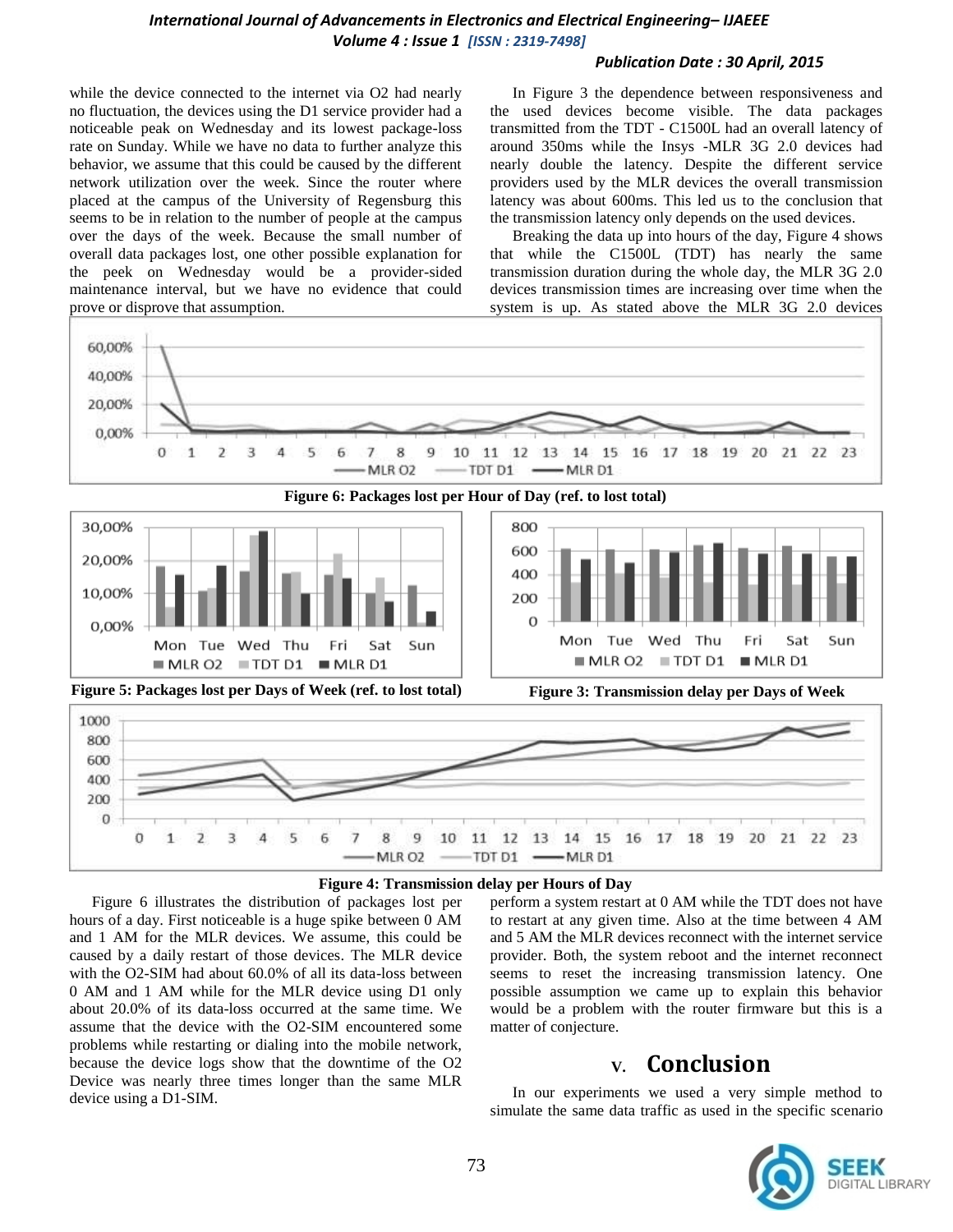while the device connected to the internet via O2 had nearly no fluctuation, the devices using the D1 service provider had a noticeable peak on Wednesday and its lowest package-loss rate on Sunday. While we have no data to further analyze this behavior, we assume that this could be caused by the different network utilization over the week. Since the router where placed at the campus of the University of Regensburg this seems to be in relation to the number of people at the campus over the days of the week. Because the small number of overall data packages lost, one other possible explanation for the peek on Wednesday would be a provider-sided maintenance interval, but we have no evidence that could prove or disprove that assumption.

In Figure 3 the dependence between responsiveness and the used devices become visible. The data packages transmitted from the TDT - C1500L had an overall latency of around 350ms while the Insys -MLR 3G 2.0 devices had nearly double the latency. Despite the different service providers used by the MLR devices the overall transmission latency was about 600ms. This led us to the conclusion that the transmission latency only depends on the used devices.

Breaking the data up into hours of the day, Figure 4 shows that while the C1500L (TDT) has nearly the same transmission duration during the whole day, the MLR 3G 2.0 devices transmission times are increasing over time when the system is up. As stated above the MLR 3G 2.0 devices perform a system restart at 0 AM while the TDT does not have to restart at any given time. Also at the time between 4 AM and 5 AM the MLR devices reconnect with the internet service provider. Both, the system reboot and the internet reconnect seems to reset the increasing transmission latency. One possible assumption we came up to explain this behavior would be a problem with the router firmware but this is a matter of conjecture.

**Figure 6: Packages lost per Hour of Day (ref. to lost total)**

**Figure 5: Packages lost per Days of Week (ref. to lost total)**

**Figure 3: Transmission delay per Days of Week**

**Figure 4: Transmission delay per Hours of Day**

Figure 6 illustrates the distribution of packages lost per hours of a day. First noticeable is a huge spike between 0 AM and 1 AM for the MLR devices. We assume, this could be caused by a daily restart of those devices. The MLR device with the O2-SIM had about 60.0% of all its data-loss between 0 AM and 1 AM while for the MLR device using D1 only about 20.0% of its data-loss occurred at the same time. We assume that the device with the O2-SIM encountered some problems while restarting or dialing into the mobile network, because the device logs show that the downtime of the O2 Device was nearly three times longer than the same MLR device using a D1-SIM.

## V. Conclusion

In our experiments we used a very simple method to simulate the same data traffic as used in the specific scenario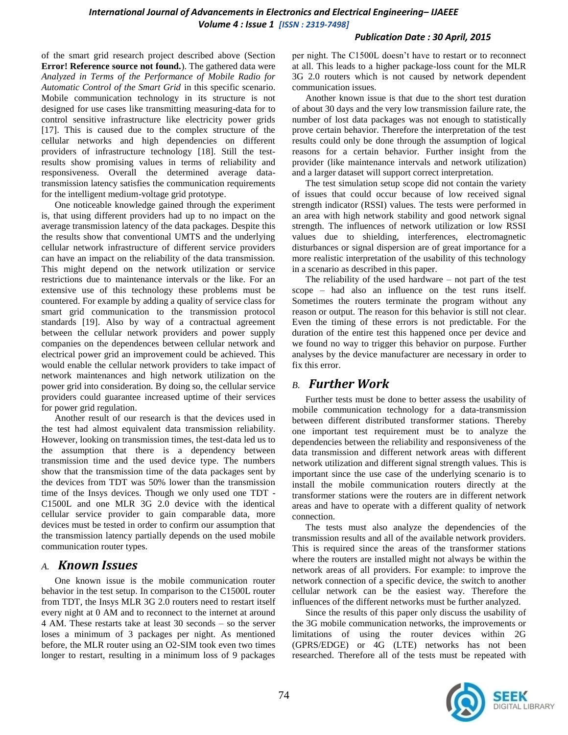of the smart grid research project described above (Section **Error! Reference source not found.**). The gathered data were *Analyzed in Terms of the Performance of Mobile Radio for Automatic Control of the Smart Grid* in this specific scenario. Mobile communication technology in its structure is not designed for use cases like transmitting measuring-data for to control sensitive infrastructure like electricity power grids [17]. This is caused due to the complex structure of the cellular networks and high dependencies on different providers of infrastructure technology [18]. Still the test-results show promising values in terms of reliability and responsiveness. Overall the determined average data-transmission latency satisfies the communication requirements for the intelligent medium-voltage grid prototype.

One noticeable knowledge gained through the experiment is, that using different providers had up to no impact on the average transmission latency of the data packages. Despite this the results show that conventional UMTS and the underlying cellular network infrastructure of different service providers can have an impact on the reliability of the data transmission. This might depend on the network utilization or service restrictions due to maintenance intervals or the like. For an extensive use of this technology these problems must be countered. For example by adding a quality of service class for smart grid communication to the transmission protocol standards [19]. Also by way of a contractual agreement between the cellular network providers and power supply companies on the dependences between cellular network and electrical power grid an improvement could be achieved. This would enable the cellular network providers to take impact of network maintenances and high network utilization on the power grid into consideration. By doing so, the cellular service providers could guarantee increased uptime of their services for power grid regulation.

Another result of our research is that the devices used in the test had almost equivalent data transmission reliability. However, looking on transmission times, the test-data led us to the assumption that there is a dependency between transmission time and the used device type. The numbers show that the transmission time of the data packages sent by the devices from TDT was 50% lower than the transmission time of the Insys devices. Though we only used one TDT - C1500L and one MLR 3G 2.0 device with the identical cellular service provider to gain comparable data, more devices must be tested in order to confirm our assumption that the transmission latency partially depends on the used mobile communication router types.

## A. *Known Issues*

One known issue is the mobile communication router behavior in the test setup. In comparison to the C1500L router from TDT, the Insys MLR 3G 2.0 routers need to restart itself every night at 0 AM and to reconnect to the internet at around 4 AM. These restarts take at least 30 seconds – so the server loses a minimum of 3 packages per night. As mentioned before, the MLR router using an O2-SIM took even two times longer to restart, resulting in a minimum loss of 9 packages per night. The C1500L doesn't have to restart or to reconnect at all. This leads to a higher package-loss count for the MLR 3G 2.0 routers which is not caused by network dependent communication issues.

Another known issue is that due to the short test duration of about 30 days and the very low transmission failure rate, the number of lost data packages was not enough to statistically prove certain behavior. Therefore the interpretation of the test results could only be done through the assumption of logical reasons for a certain behavior. Further insight from the provider (like maintenance intervals and network utilization) and a larger dataset will support correct interpretation.

The test simulation setup scope did not contain the variety of issues that could occur because of low received signal strength indicator (RSSI) values. The tests were performed in an area with high network stability and good network signal strength. The influences of network utilization or low RSSI values due to shielding, interferences, electromagnetic disturbances or signal dispersion are of great importance for a more realistic interpretation of the usability of this technology in a scenario as described in this paper.

The reliability of the used hardware – not part of the test scope – had also an influence on the test runs itself. Sometimes the routers terminate the program without any reason or output. The reason for this behavior is still not clear. Even the timing of these errors is not predictable. For the duration of the entire test this happened once per device and we found no way to trigger this behavior on purpose. Further analyses by the device manufacturer are necessary in order to fix this error.

## B. *Further Work*

Further tests must be done to better assess the usability of mobile communication technology for a data-transmission between different distributed transformer stations. Thereby one important test requirement must be to analyze the dependencies between the reliability and responsiveness of the data transmission and different network areas with different network utilization and different signal strength values. This is important since the use case of the underlying scenario is to install the mobile communication routers directly at the transformer stations were the routers are in different network areas and have to operate with a different quality of network connection.

The tests must also analyze the dependencies of the transmission results and all of the available network providers. This is required since the areas of the transformer stations where the routers are installed might not always be within the network areas of all providers. For example: to improve the network connection of a specific device, the switch to another cellular network can be the easiest way. Therefore the influences of the different networks must be further analyzed.

Since the results of this paper only discuss the usability of the 3G mobile communication networks, the improvements or limitations of using the router devices within 2G (GPRS/EDGE) or 4G (LTE) networks has not been researched. Therefore all of the tests must be repeated with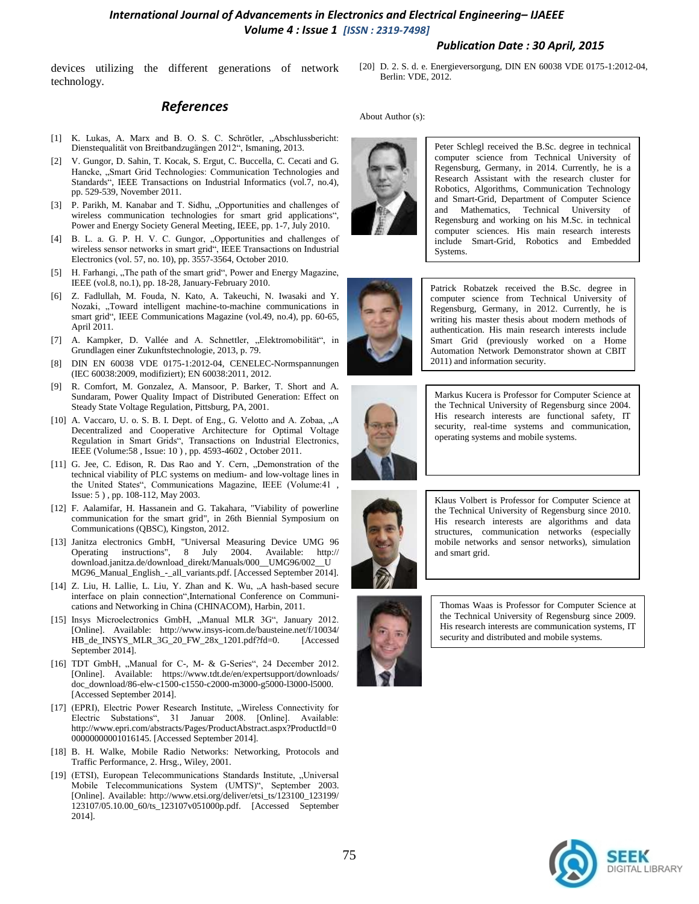devices utilizing the different generations of network technology.

## References

[1] K. Lukas, A. Marx and B. O. S. C. Schrötler, „Abschlussbericht: Dienstequalität von Breitbandzugängen 2012“, Ismaning, 2013.

[2] V. Gungor, D. Sahin, T. Kocak, S. Ergut, C. Buccella, C. Cecati and G. Hancke, „Smart Grid Technologies: Communication Technologies and Standards“, IEEE Transactions on Industrial Informatics (vol.7, no.4), pp. 529-539, November 2011.

[3] P. Parikh, M. Kanabar and T. Sidhu, „Opportunities and challenges of wireless communication technologies for smart grid applications“, Power and Energy Society General Meeting, IEEE, pp. 1-7, July 2010.

[4] B. L. a. G. P. H. V. C. Gungor, „Opportunities and challenges of wireless sensor networks in smart grid“, IEEE Transactions on Industrial Electronics (vol. 57, no. 10), pp. 3557-3564, October 2010.

[5] H. Farhangi, „The path of the smart grid“, Power and Energy Magazine, IEEE (vol.8, no.1), pp. 18-28, January-February 2010.

[6] Z. Fadlullah, M. Fouda, N. Kato, A. Takeuchi, N. Iwasaki and Y. Nozaki, „Toward intelligent machine-to-machine communications in smart grid“, IEEE Communications Magazine (vol.49, no.4), pp. 60-65, April 2011.

[7] A. Kampker, D. Vallée and A. Schnettler, „Elektromobilität“, in Grundlagen einer Zukunftstechnologie, 2013, p. 79.

[8] DIN EN 60038 VDE 0175-1:2012-04, CENELEC-Normspannungen (IEC 60038:2009, modifiziert); EN 60038:2011, 2012.

[9] R. Comfort, M. Gonzalez, A. Mansoor, P. Barker, T. Short and A. Sundaram, Power Quality Impact of Distributed Generation: Effect on Steady State Voltage Regulation, Pittsburg, PA, 2001.

[10] A. Vaccaro, U. o. S. B. I. Dept. of Eng., G. Velotto and A. Zobaa, „A Decentralized and Cooperative Architecture for Optimal Voltage Regulation in Smart Grids“, Transactions on Industrial Electronics, IEEE (Volume:58 , Issue: 10 ) , pp. 4593-4602 , October 2011.

[11] G. Jee, C. Edison, R. Das Rao and Y. Cern, „Demonstration of the technical viability of PLC systems on medium- and low-voltage lines in the United States“, Communications Magazine, IEEE (Volume:41 , Issue: 5 ) , pp. 108-112, May 2003.

[12] F. Aalamifar, H. Hassanein and G. Takahara, "Viability of powerline communication for the smart grid", in 26th Biennial Symposium on Communications (QBSC), Kingston, 2012.

[13] Janitza electronics GmbH, "Universal Measuring Device UMG 96 Operating instructions", 8 July 2004. Available: http:// download.janitza.de/download_direkt/Manuals/000__UMG96/002__U MG96_Manual_English_-_all_variants.pdf. [Accessed September 2014].

[14] Z. Liu, H. Lallie, L. Liu, Y. Zhan and K. Wu, „A hash-based secure interface on plain connection“,International Conference on Communi-cations and Networking in China (CHINACOM), Harbin, 2011.

[15] Insys Microelectronics GmbH, „Manual MLR 3G“, January 2012. [Online]. Available: http://www.insys-icom.de/bausteine.net/f/10034/ HB_de_INSYS_MLR_3G_20_FW_28x_1201.pdf?fd=0. [Accessed September 2014].

[16] TDT GmbH, „Manual for C-, M- & G-Series“, 24 December 2012. [Online]. Available: https://www.tdt.de/en/expertsupport/downloads/ doc_download/86-elw-c1500-c1550-c2000-m3000-g5000-l3000-l5000. [Accessed September 2014].

[17] (EPRI), Electric Power Research Institute, „Wireless Connectivity for Electric Substations“, 31 Januar 2008. [Online]. Available: http://www.epri.com/abstracts/Pages/ProductAbstract.aspx?ProductId=0 00000000001016145. [Accessed September 2014].

[18] B. H. Walke, Mobile Radio Networks: Networking, Protocols and Traffic Performance, 2. Hrsg., Wiley, 2001.

[19] (ETSI), European Telecommunications Standards Institute, „Universal Mobile Telecommunications System (UMTS)“, September 2003. [Online]. Available: http://www.etsi.org/deliver/etsi_ts/123100_123199/ 123107/05.10.00_60/ts_123107v051000p.pdf. [Accessed September 2014].

[20] D. 2. S. d. e. Energieversorgung, DIN EN 60038 VDE 0175-1:2012-04, Berlin: VDE, 2012.

About Author (s):

Peter Schlegl received the B.Sc. degree in technical computer science from Technical University of Regensburg, Germany, in 2014. Currently, he is a Research Assistant with the research cluster for Robotics, Algorithms, Communication Technology and Smart-Grid, Department of Computer Science and Mathematics, Technical University of Regensburg and working on his M.Sc. in technical computer sciences. His main research interests include Smart-Grid, Robotics and Embedded Systems.

Patrick Robatzek received the B.Sc. degree in computer science from Technical University of Regensburg, Germany, in 2012. Currently, he is writing his master thesis about modern methods of authentication. His main research interests include Smart Grid (previously worked on a Home Automation Network Demonstrator shown at CBIT 2011) and information security.

Markus Kucera is Professor for Computer Science at the Technical University of Regensburg since 2004. His research interests are functional safety, IT security, real-time systems and communication, operating systems and mobile systems.

Klaus Volbert is Professor for Computer Science at the Technical University of Regensburg since 2010. His research interests are algorithms and data structures, communication networks (especially mobile networks and sensor networks), simulation and smart grid.

Thomas Waas is Professor for Computer Science at the Technical University of Regensburg since 2009. His research interests are communication systems, IT security and distributed and mobile systems.